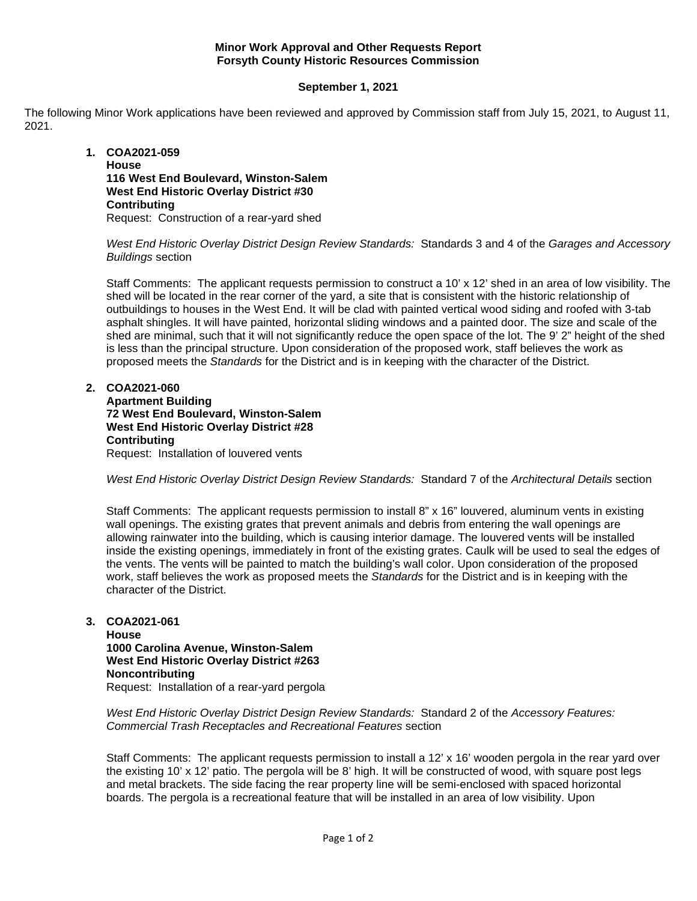**Minor Work Approval and Other Requests Report**
**Forsyth County Historic Resources Commission**

**September 1, 2021**

The following Minor Work applications have been reviewed and approved by Commission staff from July 15, 2021, to August 11, 2021.

1. **COA2021-059**
   **House**
   **116 West End Boulevard, Winston-Salem**
   **West End Historic Overlay District #30**
   **Contributing**
   Request: Construction of a rear-yard shed

   *West End Historic Overlay District Design Review Standards:* Standards 3 and 4 of the *Garages and Accessory Buildings* section

   Staff Comments: The applicant requests permission to construct a 10' x 12' shed in an area of low visibility. The shed will be located in the rear corner of the yard, a site that is consistent with the historic relationship of outbuildings to houses in the West End. It will be clad with painted vertical wood siding and roofed with 3-tab asphalt shingles. It will have painted, horizontal sliding windows and a painted door. The size and scale of the shed are minimal, such that it will not significantly reduce the open space of the lot. The 9' 2" height of the shed is less than the principal structure. Upon consideration of the proposed work, staff believes the work as proposed meets the *Standards* for the District and is in keeping with the character of the District.

2. **COA2021-060**
   **Apartment Building**
   **72 West End Boulevard, Winston-Salem**
   **West End Historic Overlay District #28**
   **Contributing**
   Request: Installation of louvered vents

   *West End Historic Overlay District Design Review Standards:* Standard 7 of the *Architectural Details* section

   Staff Comments: The applicant requests permission to install 8" x 16" louvered, aluminum vents in existing wall openings. The existing grates that prevent animals and debris from entering the wall openings are allowing rainwater into the building, which is causing interior damage. The louvered vents will be installed inside the existing openings, immediately in front of the existing grates. Caulk will be used to seal the edges of the vents. The vents will be painted to match the building's wall color. Upon consideration of the proposed work, staff believes the work as proposed meets the *Standards* for the District and is in keeping with the character of the District.

3. **COA2021-061**
   **House**
   **1000 Carolina Avenue, Winston-Salem**
   **West End Historic Overlay District #263**
   **Noncontributing**
   Request: Installation of a rear-yard pergola

   *West End Historic Overlay District Design Review Standards:* Standard 2 of the *Accessory Features: Commercial Trash Receptacles and Recreational Features* section

   Staff Comments: The applicant requests permission to install a 12' x 16' wooden pergola in the rear yard over the existing 10' x 12' patio. The pergola will be 8' high. It will be constructed of wood, with square post legs and metal brackets. The side facing the rear property line will be semi-enclosed with spaced horizontal boards. The pergola is a recreational feature that will be installed in an area of low visibility. Upon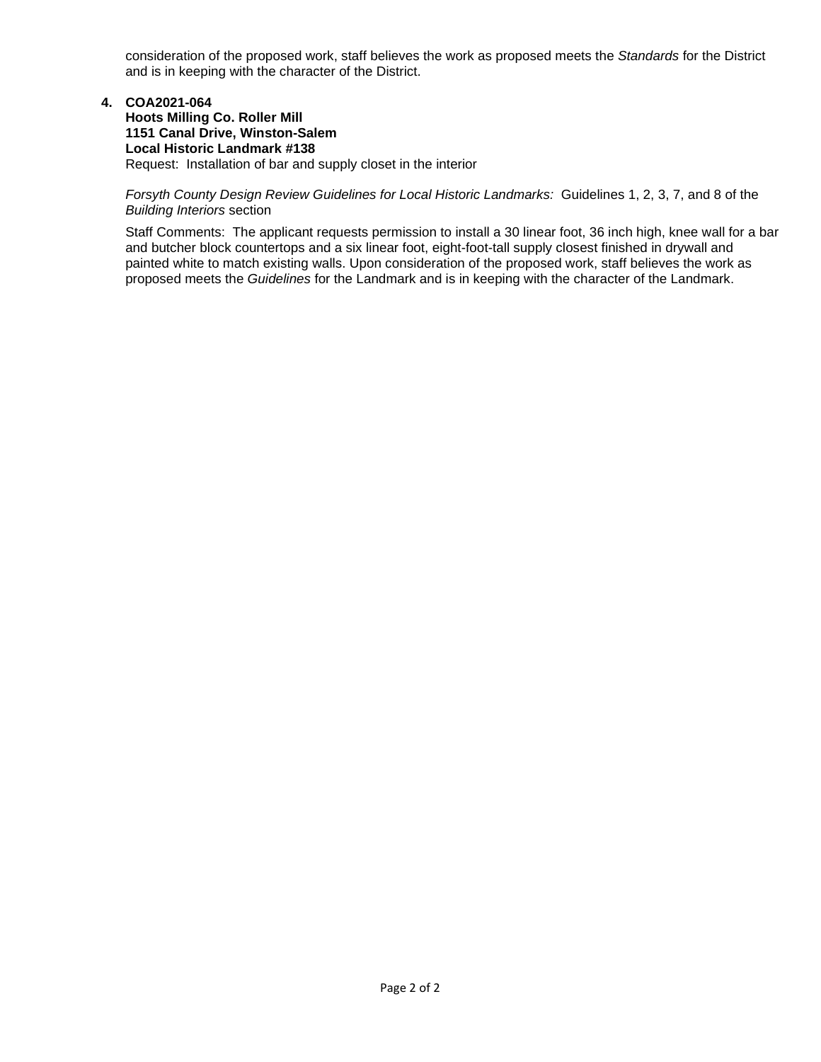consideration of the proposed work, staff believes the work as proposed meets the *Standards* for the District and is in keeping with the character of the District.

4. **COA2021-064**
   **Hoots Milling Co. Roller Mill**
   **1151 Canal Drive, Winston-Salem**
   **Local Historic Landmark #138**
   Request: Installation of bar and supply closet in the interior

   *Forsyth County Design Review Guidelines for Local Historic Landmarks:* Guidelines 1, 2, 3, 7, and 8 of the *Building Interiors* section

   Staff Comments: The applicant requests permission to install a 30 linear foot, 36 inch high, knee wall for a bar and butcher block countertops and a six linear foot, eight-foot-tall supply closest finished in drywall and painted white to match existing walls. Upon consideration of the proposed work, staff believes the work as proposed meets the *Guidelines* for the Landmark and is in keeping with the character of the Landmark.